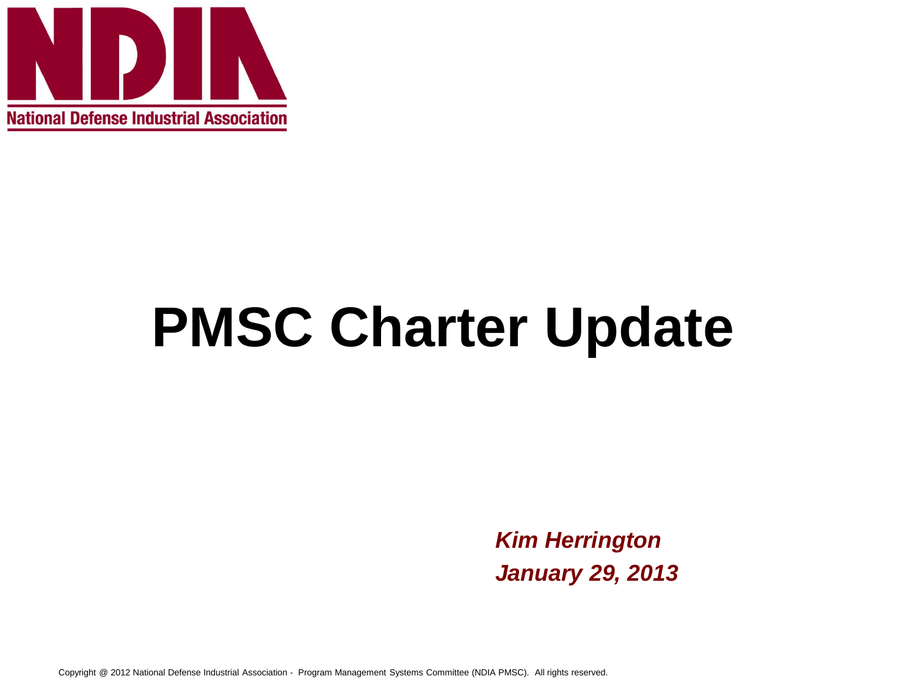NDIA

National Defense Industrial Association

# PMSC Charter Update

***Kim Herrington***

***January 29, 2013***

Copyright @ 2012 National Defense Industrial Association - Program Management Systems Committee (NDIA PMSC). All rights reserved.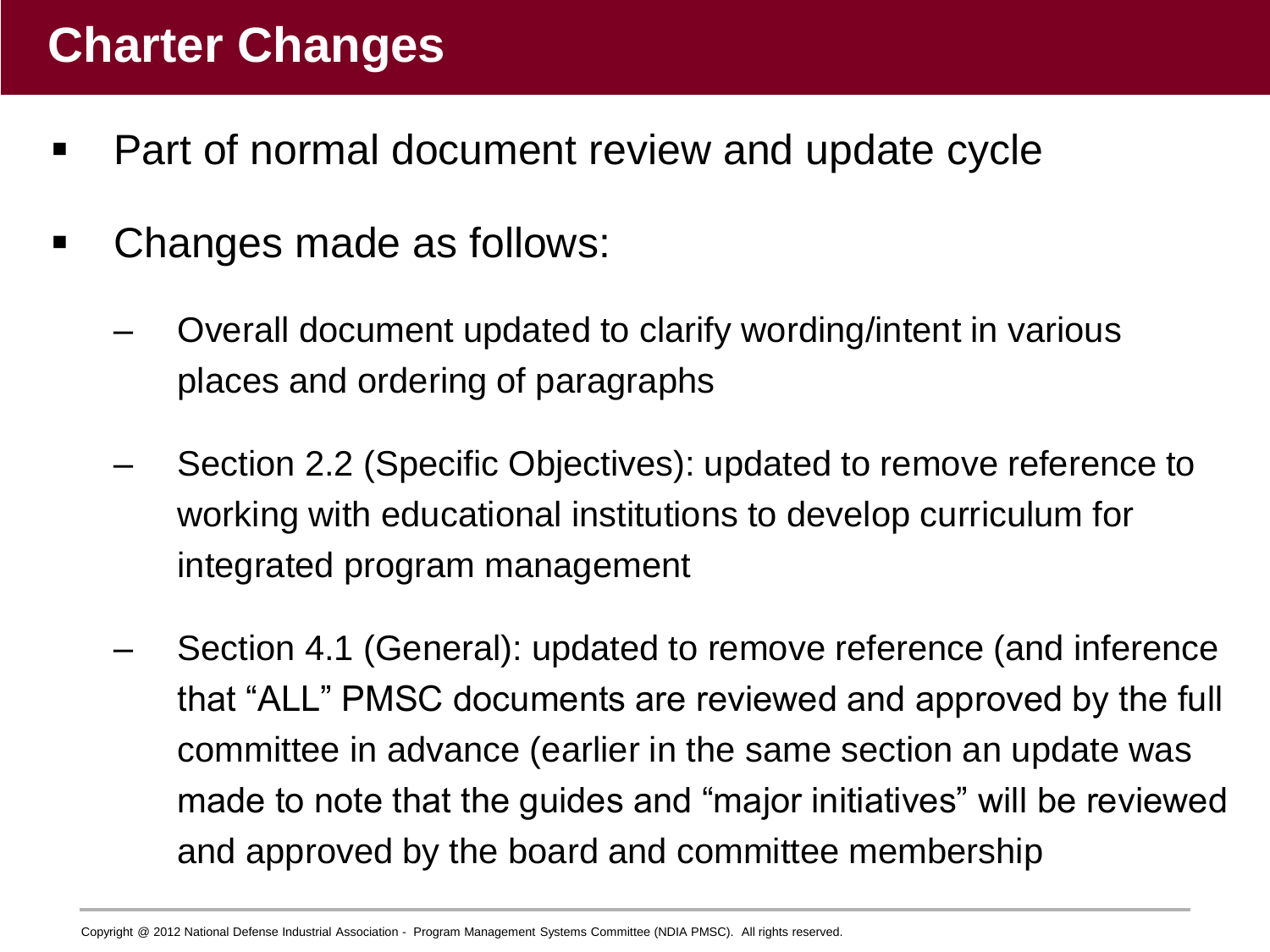# Charter Changes

- Part of normal document review and update cycle
- Changes made as follows:
  - Overall document updated to clarify wording/intent in various places and ordering of paragraphs
  - Section 2.2 (Specific Objectives): updated to remove reference to working with educational institutions to develop curriculum for integrated program management
  - Section 4.1 (General): updated to remove reference (and inference that "ALL" PMSC documents are reviewed and approved by the full committee in advance (earlier in the same section an update was made to note that the guides and "major initiatives" will be reviewed and approved by the board and committee membership

Copyright @ 2012 National Defense Industrial Association - Program Management Systems Committee (NDIA PMSC). All rights reserved.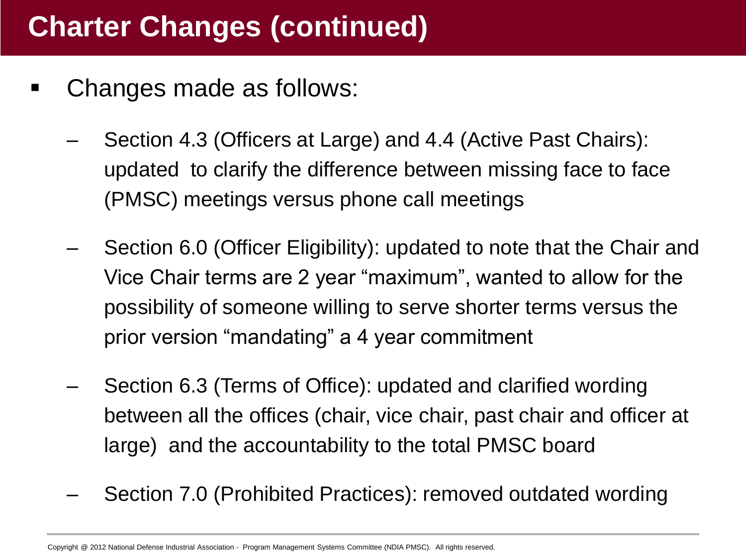# Charter Changes (continued)

- Changes made as follows:
  - Section 4.3 (Officers at Large) and 4.4 (Active Past Chairs): updated to clarify the difference between missing face to face (PMSC) meetings versus phone call meetings
  - Section 6.0 (Officer Eligibility): updated to note that the Chair and Vice Chair terms are 2 year "maximum", wanted to allow for the possibility of someone willing to serve shorter terms versus the prior version "mandating" a 4 year commitment
  - Section 6.3 (Terms of Office): updated and clarified wording between all the offices (chair, vice chair, past chair and officer at large) and the accountability to the total PMSC board
  - Section 7.0 (Prohibited Practices): removed outdated wording

Copyright @ 2012 National Defense Industrial Association - Program Management Systems Committee (NDIA PMSC). All rights reserved.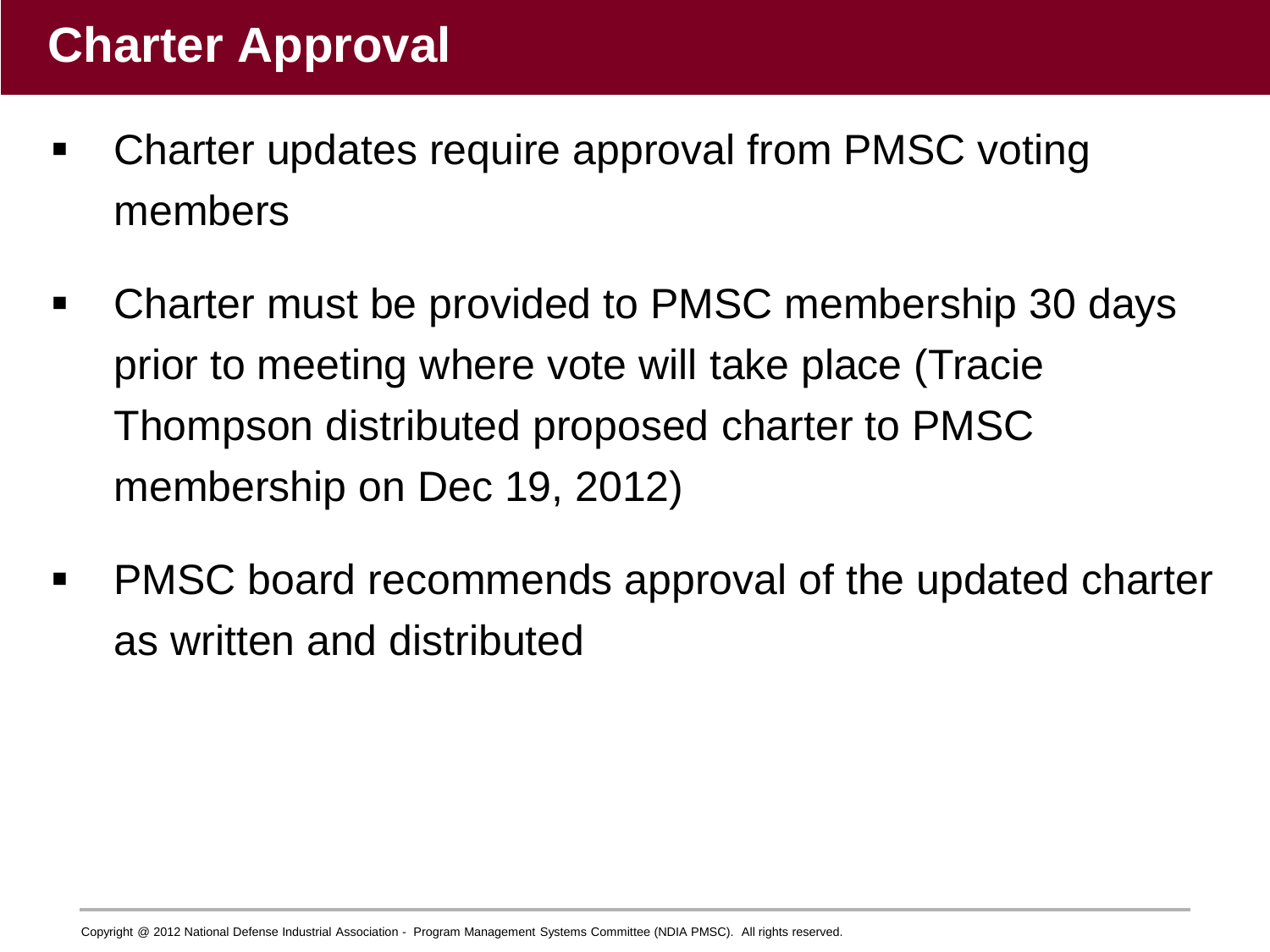# Charter Approval

- Charter updates require approval from PMSC voting members
- Charter must be provided to PMSC membership 30 days prior to meeting where vote will take place (Tracie Thompson distributed proposed charter to PMSC membership on Dec 19, 2012)
- PMSC board recommends approval of the updated charter as written and distributed